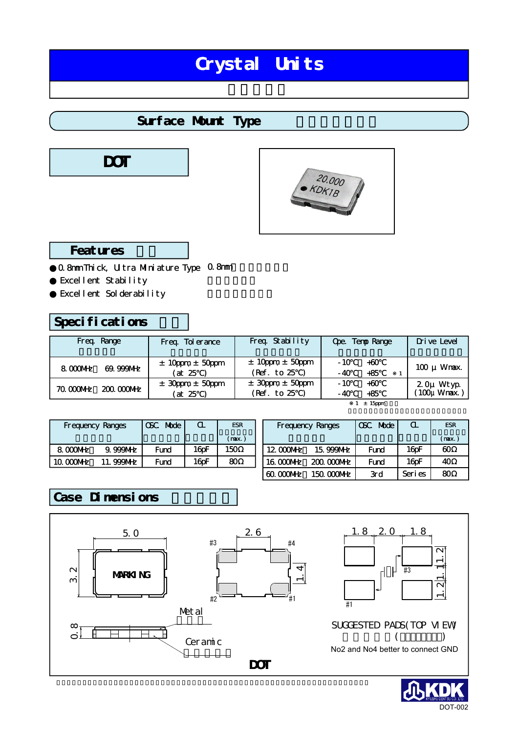# Crystal Units

## Surface Mount Type

## DOT

### Features

- 0.8mm Thick, Ultra Miniature Type 0.8mm
- Excellent Stability
- Excellent Solderability

### Specifications

| Freq. Range | Freq. Tolerance | Freq. Stability | Ope. Temp Range | Drive Level |
|---|---|---|---|---|
| 8.000MHz 69.999MHz | ±10ppm, ±50ppm (at 25℃) | ±10ppm, ±50ppm (Ref. to 25℃) | -10℃ +60℃ / -40℃ +85℃ ※1 | 100μW max. |
| 70.000MHz 200.000MHz | ±30ppm, ±50ppm (at 25℃) | ±30ppm, ±50ppm (Ref. to 25℃) | -10℃ +60℃ / -40℃ +85℃ | 2.0μW typ. (100μW max.) |

※1 ±15ppm

| Frequency Ranges | OSC. Mode | CL | ESR (max.) |
|---|---|---|---|
| 8.000MHz 9.999MHz | Fund | 16pF | 150Ω |
| 10.000MHz 11.999MHz | Fund | 16pF | 80Ω |

| Frequency Ranges | OSC. Mode | CL | ESR (max.) |
|---|---|---|---|
| 12.000MHz 15.999MHz | Fund | 16pF | 60Ω |
| 16.000MHz 200.000MHz | Fund | 16pF | 40Ω |
| 60.000MHz 150.000MHz | 3rd | Series | 80Ω |

### Case Dimensions

5.0 × 3.2, MARKING, 0.8, Metal, Ceramic

2.6, 1.4, #1, #2, #3, #4

1.8 2.0 1.8, 1.2 1.1 1.2, #1, #3

SUGGESTED PADS(TOP VIEW)

( )

No2 and No4 better to connect GND

DOT

DOT-002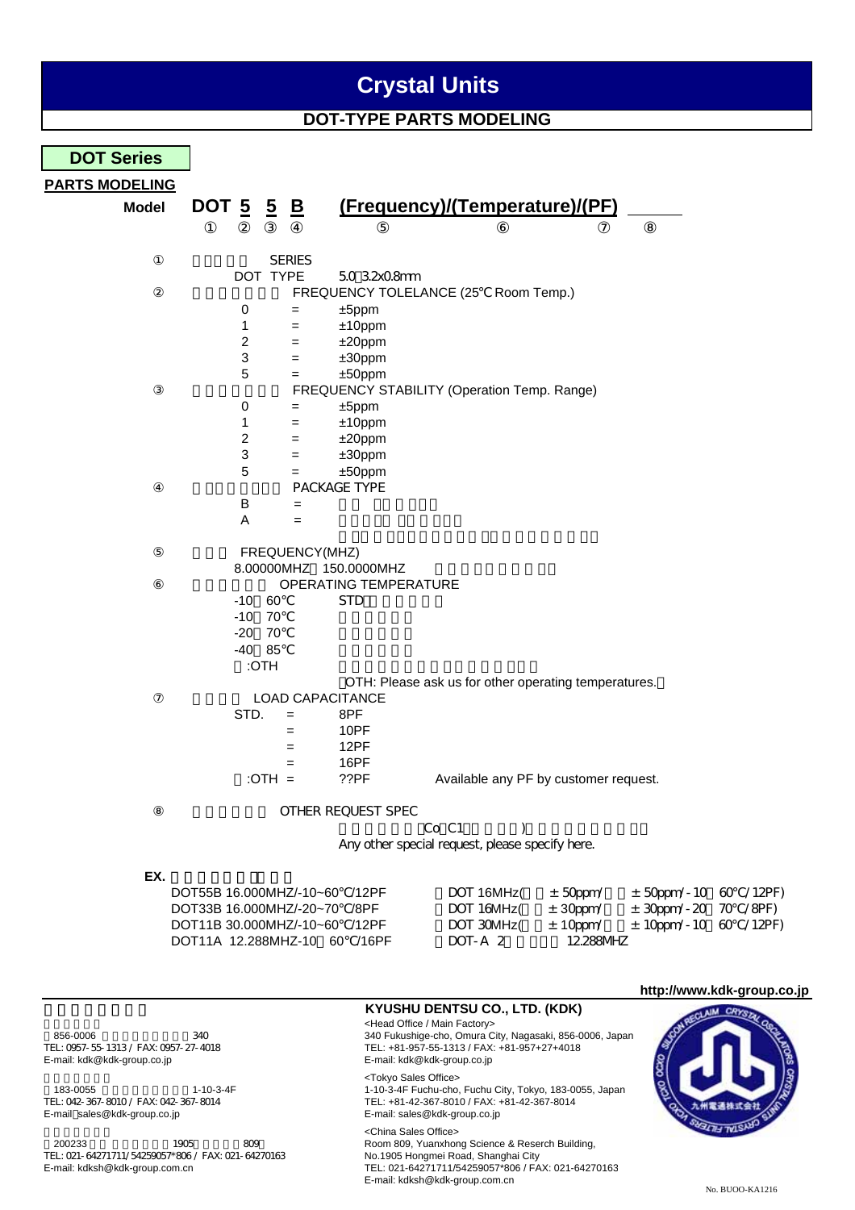# Crystal Units

## DOT-TYPE PARTS MODELING

### DOT Series

**PARTS MODELING**

**Model** **DOT 5 5 B (Frequency)/(Temperature)/(PF)** ______

① ② ③ ④ ⑤ ⑥ ⑦ ⑧

① SERIES
DOT TYPE 5.0 3.2x0.8mm

② FREQUENCY TOLELANCE (25℃ Room Temp.)

| | | |
|---|---|---|
| 0 | = | ±5ppm |
| 1 | = | ±10ppm |
| 2 | = | ±20ppm |
| 3 | = | ±30ppm |
| 5 | = | ±50ppm |

③ FREQUENCY STABILITY (Operation Temp. Range)

| | | |
|---|---|---|
| 0 | = | ±5ppm |
| 1 | = | ±10ppm |
| 2 | = | ±20ppm |
| 3 | = | ±30ppm |
| 5 | = | ±50ppm |

④ PACKAGE TYPE

| | |
|---|---|
| B | = |
| A | = |

⑤ FREQUENCY(MHZ)
8.00000MHZ 150.0000MHZ

⑥ OPERATING TEMPERATURE

- -10 60℃ STD
- -10 70℃
- -20 70℃
- -40 85℃
- :OTH

OTH: Please ask us for other operating temperatures.

⑦ LOAD CAPACITANCE

| | | | |
|---|---|---|---|
| STD. | = | 8PF | |
| | = | 10PF | |
| | = | 12PF | |
| | = | 16PF | |
| :OTH | = | ??PF | Available any PF by customer request. |

⑧ OTHER REQUEST SPEC
Co C1 )
Any other special request, please specify here.

**EX.**

| | |
|---|---|
| DOT55B 16.000MHZ/-10~60℃/12PF | DOT 16MHz( ±50ppm/ ±50ppm/-10 60℃/12PF) |
| DOT33B 16.000MHZ/-20~70℃/8PF | DOT 16MHz( ±30ppm/ ±30ppm/-20 70℃/8PF) |
| DOT11B 30.000MHZ/-10~60℃/12PF | DOT 30MHz( ±10ppm/ ±10ppm/-10 60℃/12PF) |
| DOT11A 12.288MHZ-10 60℃/16PF | DOT-A 2 12.288MHZ |

http://www.kdk-group.co.jp

856-0006 340
TEL: 0957-55-1313 / FAX: 0957-27-4018
E-mail: kdk@kdk-group.co.jp

183-0055 1-10-3-4F
TEL: 042-367-8010 / FAX: 042-367-8014
E-mail sales@kdk-group.co.jp

200233 1905 809
TEL: 021-64271711/54259057*806 / FAX: 021-64270163
E-mail: kdksh@kdk-group.com.cn

**KYUSHU DENTSU CO., LTD. (KDK)**

<Head Office / Main Factory>
340 Fukushige-cho, Omura City, Nagasaki, 856-0006, Japan
TEL: +81-957-55-1313 / FAX: +81-957+27+4018
E-mail: kdk@kdk-group.co.jp

<Tokyo Sales Office>
1-10-3-4F Fuchu-cho, Fuchu City, Tokyo, 183-0055, Japan
TEL: +81-42-367-8010 / FAX: +81-42-367-8014
E-mail: sales@kdk-group.co.jp

<China Sales Office>
Room 809, Yuanxhong Science & Reserch Building,
No.1905 Hongmei Road, Shanghai City
TEL: 021-64271711/54259057*806 / FAX: 021-64270163
E-mail: kdksh@kdk-group.com.cn

No. BUOO-KA1216